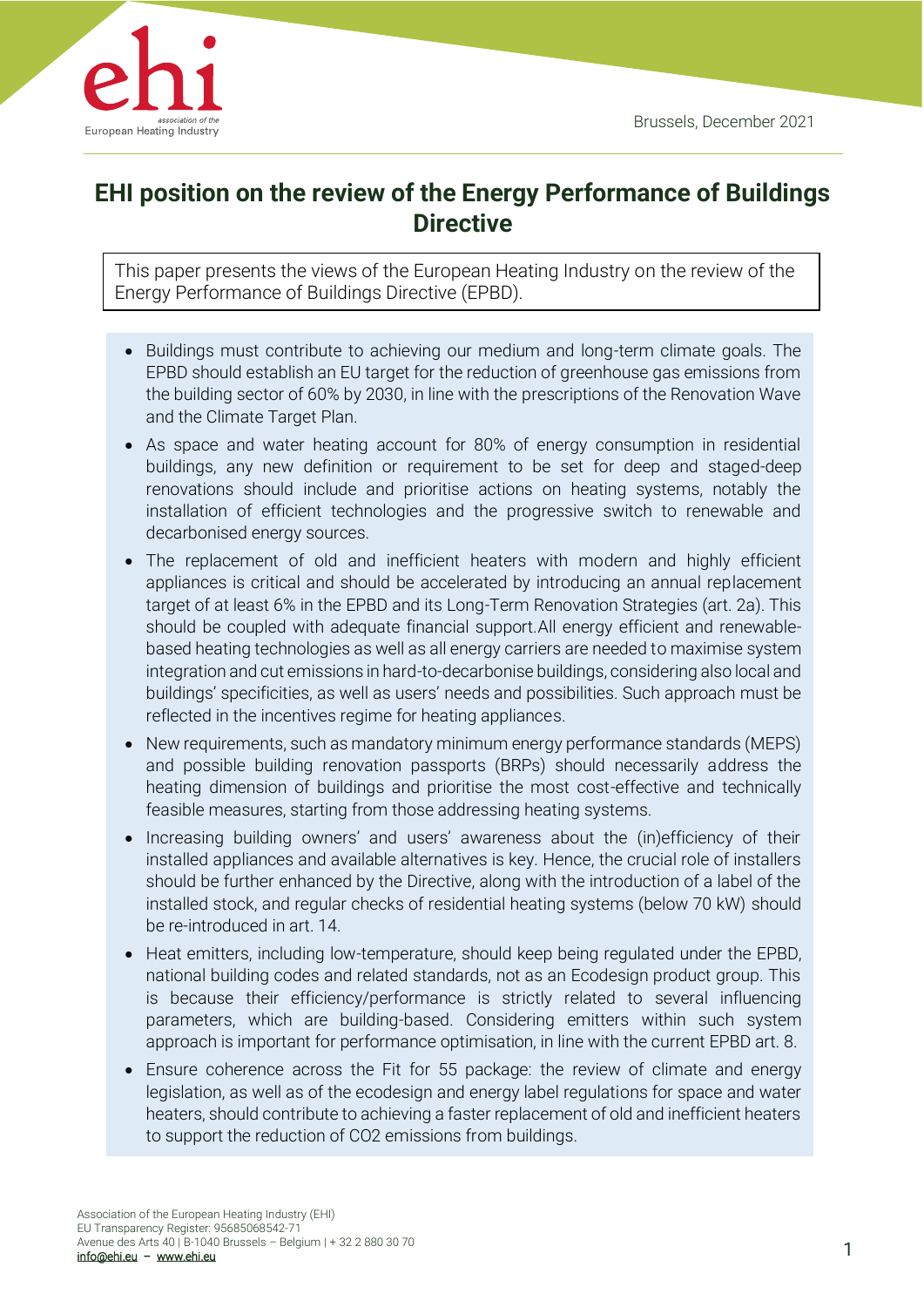Brussels, December 2021

# EHI position on the review of the Energy Performance of Buildings Directive

This paper presents the views of the European Heating Industry on the review of the Energy Performance of Buildings Directive (EPBD).

- Buildings must contribute to achieving our medium and long-term climate goals. The EPBD should establish an EU target for the reduction of greenhouse gas emissions from the building sector of 60% by 2030, in line with the prescriptions of the Renovation Wave and the Climate Target Plan.
- As space and water heating account for 80% of energy consumption in residential buildings, any new definition or requirement to be set for deep and staged-deep renovations should include and prioritise actions on heating systems, notably the installation of efficient technologies and the progressive switch to renewable and decarbonised energy sources.
- The replacement of old and inefficient heaters with modern and highly efficient appliances is critical and should be accelerated by introducing an annual replacement target of at least 6% in the EPBD and its Long-Term Renovation Strategies (art. 2a). This should be coupled with adequate financial support.All energy efficient and renewable-based heating technologies as well as all energy carriers are needed to maximise system integration and cut emissions in hard-to-decarbonise buildings, considering also local and buildings' specificities, as well as users' needs and possibilities. Such approach must be reflected in the incentives regime for heating appliances.
- New requirements, such as mandatory minimum energy performance standards (MEPS) and possible building renovation passports (BRPs) should necessarily address the heating dimension of buildings and prioritise the most cost-effective and technically feasible measures, starting from those addressing heating systems.
- Increasing building owners' and users' awareness about the (in)efficiency of their installed appliances and available alternatives is key. Hence, the crucial role of installers should be further enhanced by the Directive, along with the introduction of a label of the installed stock, and regular checks of residential heating systems (below 70 kW) should be re-introduced in art. 14.
- Heat emitters, including low-temperature, should keep being regulated under the EPBD, national building codes and related standards, not as an Ecodesign product group. This is because their efficiency/performance is strictly related to several influencing parameters, which are building-based. Considering emitters within such system approach is important for performance optimisation, in line with the current EPBD art. 8.
- Ensure coherence across the Fit for 55 package: the review of climate and energy legislation, as well as of the ecodesign and energy label regulations for space and water heaters, should contribute to achieving a faster replacement of old and inefficient heaters to support the reduction of $CO_2$ emissions from buildings.

Association of the European Heating Industry (EHI)
EU Transparency Register: 95685068542-71
Avenue des Arts 40 | B-1040 Brussels – Belgium | + 32 2 880 30 70
info@ehi.eu – www.ehi.eu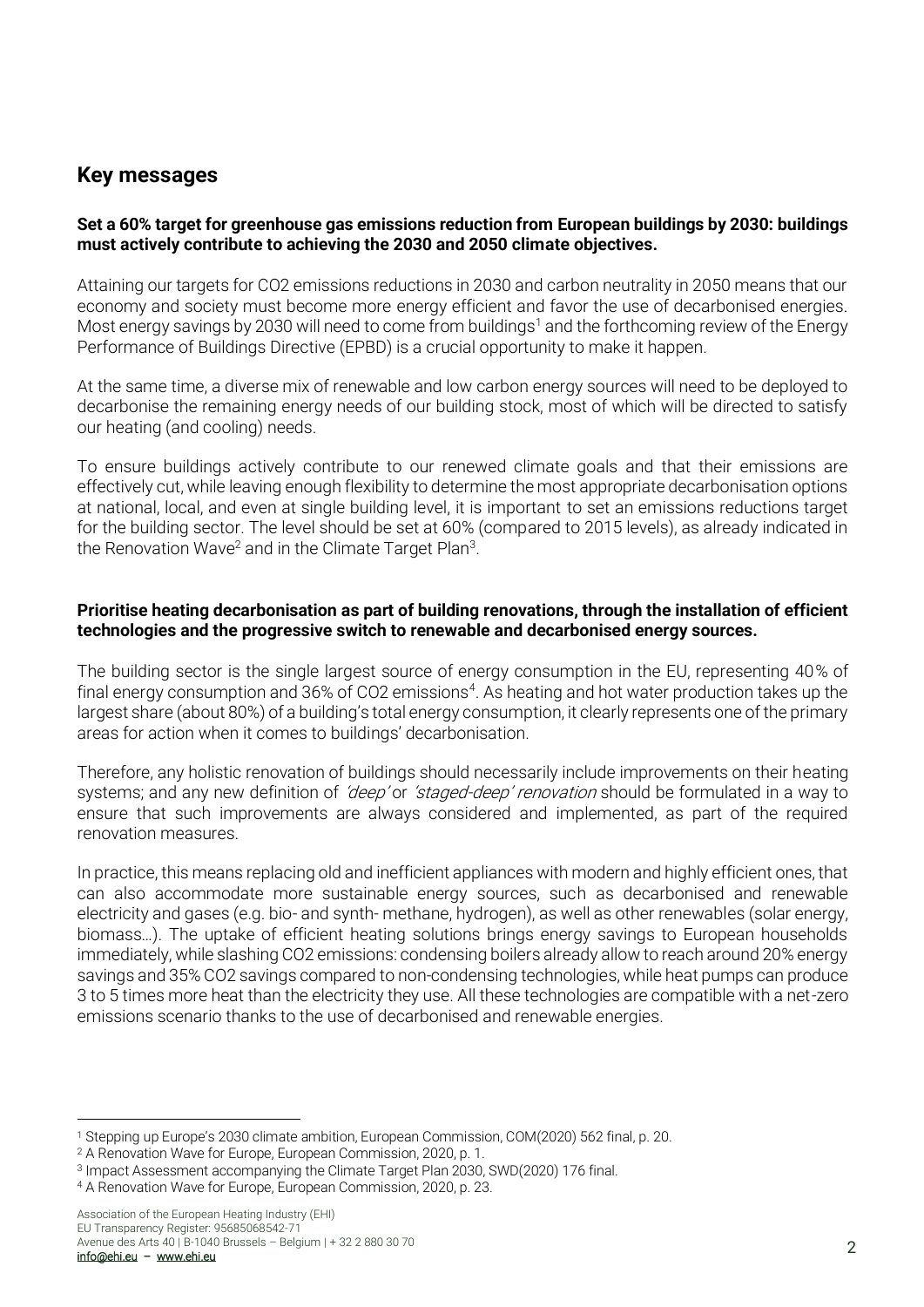## Key messages

**Set a 60% target for greenhouse gas emissions reduction from European buildings by 2030: buildings must actively contribute to achieving the 2030 and 2050 climate objectives.**

Attaining our targets for CO2 emissions reductions in 2030 and carbon neutrality in 2050 means that our economy and society must become more energy efficient and favor the use of decarbonised energies. Most energy savings by 2030 will need to come from buildings[1] and the forthcoming review of the Energy Performance of Buildings Directive (EPBD) is a crucial opportunity to make it happen.

At the same time, a diverse mix of renewable and low carbon energy sources will need to be deployed to decarbonise the remaining energy needs of our building stock, most of which will be directed to satisfy our heating (and cooling) needs.

To ensure buildings actively contribute to our renewed climate goals and that their emissions are effectively cut, while leaving enough flexibility to determine the most appropriate decarbonisation options at national, local, and even at single building level, it is important to set an emissions reductions target for the building sector. The level should be set at 60% (compared to 2015 levels), as already indicated in the Renovation Wave[2] and in the Climate Target Plan[3].

**Prioritise heating decarbonisation as part of building renovations, through the installation of efficient technologies and the progressive switch to renewable and decarbonised energy sources.**

The building sector is the single largest source of energy consumption in the EU, representing 40% of final energy consumption and 36% of CO2 emissions[4]. As heating and hot water production takes up the largest share (about 80%) of a building's total energy consumption, it clearly represents one of the primary areas for action when it comes to buildings' decarbonisation.

Therefore, any holistic renovation of buildings should necessarily include improvements on their heating systems; and any new definition of *'deep'* or *'staged-deep' renovation* should be formulated in a way to ensure that such improvements are always considered and implemented, as part of the required renovation measures.

In practice, this means replacing old and inefficient appliances with modern and highly efficient ones, that can also accommodate more sustainable energy sources, such as decarbonised and renewable electricity and gases (e.g. bio- and synth- methane, hydrogen), as well as other renewables (solar energy, biomass…). The uptake of efficient heating solutions brings energy savings to European households immediately, while slashing CO2 emissions: condensing boilers already allow to reach around 20% energy savings and 35% CO2 savings compared to non-condensing technologies, while heat pumps can produce 3 to 5 times more heat than the electricity they use. All these technologies are compatible with a net-zero emissions scenario thanks to the use of decarbonised and renewable energies.

---

[1] Stepping up Europe's 2030 climate ambition, European Commission, COM(2020) 562 final, p. 20.

[2] A Renovation Wave for Europe, European Commission, 2020, p. 1.

[3] Impact Assessment accompanying the Climate Target Plan 2030, SWD(2020) 176 final.

[4] A Renovation Wave for Europe, European Commission, 2020, p. 23.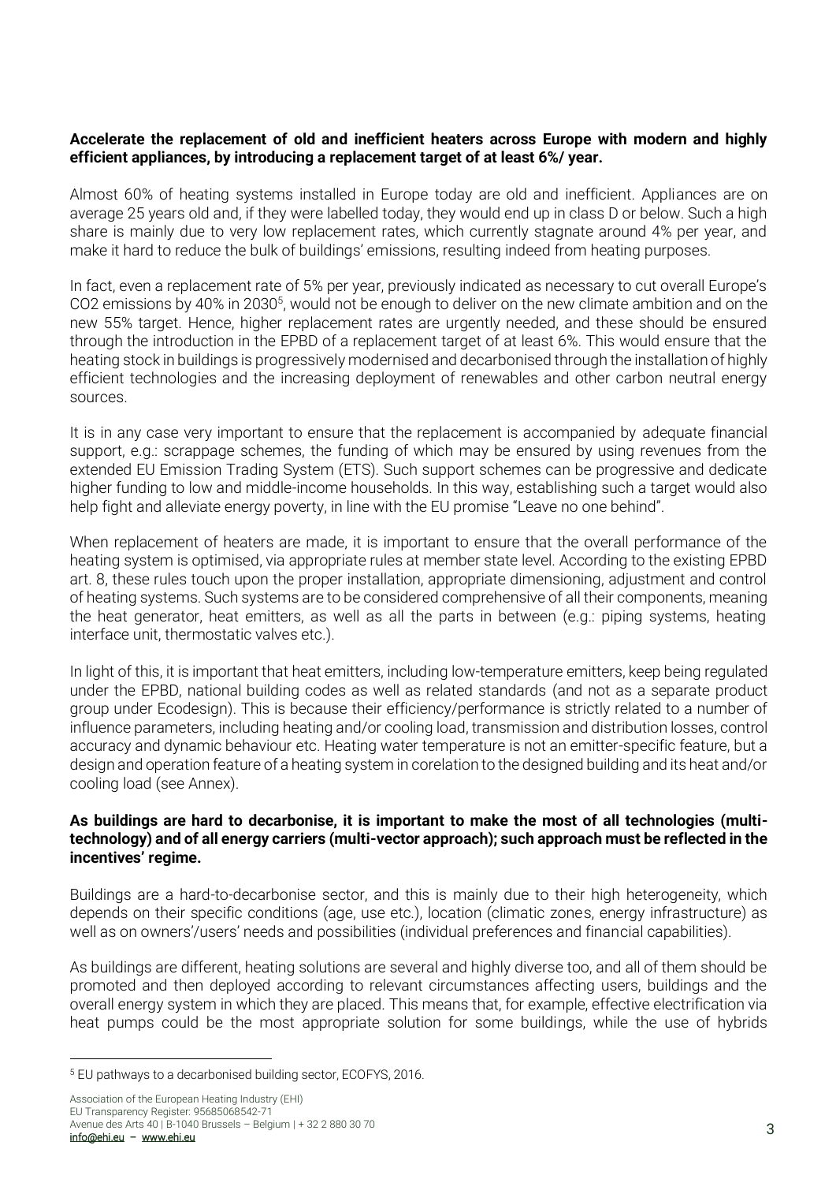**Accelerate the replacement of old and inefficient heaters across Europe with modern and highly efficient appliances, by introducing a replacement target of at least 6%/ year.**

Almost 60% of heating systems installed in Europe today are old and inefficient. Appliances are on average 25 years old and, if they were labelled today, they would end up in class D or below. Such a high share is mainly due to very low replacement rates, which currently stagnate around 4% per year, and make it hard to reduce the bulk of buildings' emissions, resulting indeed from heating purposes.

In fact, even a replacement rate of 5% per year, previously indicated as necessary to cut overall Europe's $CO_2$ emissions by 40% in 2030[5], would not be enough to deliver on the new climate ambition and on the new 55% target. Hence, higher replacement rates are urgently needed, and these should be ensured through the introduction in the EPBD of a replacement target of at least 6%. This would ensure that the heating stock in buildings is progressively modernised and decarbonised through the installation of highly efficient technologies and the increasing deployment of renewables and other carbon neutral energy sources.

It is in any case very important to ensure that the replacement is accompanied by adequate financial support, e.g.: scrappage schemes, the funding of which may be ensured by using revenues from the extended EU Emission Trading System (ETS). Such support schemes can be progressive and dedicate higher funding to low and middle-income households. In this way, establishing such a target would also help fight and alleviate energy poverty, in line with the EU promise "Leave no one behind".

When replacement of heaters are made, it is important to ensure that the overall performance of the heating system is optimised, via appropriate rules at member state level. According to the existing EPBD art. 8, these rules touch upon the proper installation, appropriate dimensioning, adjustment and control of heating systems. Such systems are to be considered comprehensive of all their components, meaning the heat generator, heat emitters, as well as all the parts in between (e.g.: piping systems, heating interface unit, thermostatic valves etc.).

In light of this, it is important that heat emitters, including low-temperature emitters, keep being regulated under the EPBD, national building codes as well as related standards (and not as a separate product group under Ecodesign). This is because their efficiency/performance is strictly related to a number of influence parameters, including heating and/or cooling load, transmission and distribution losses, control accuracy and dynamic behaviour etc. Heating water temperature is not an emitter-specific feature, but a design and operation feature of a heating system in corelation to the designed building and its heat and/or cooling load (see Annex).

**As buildings are hard to decarbonise, it is important to make the most of all technologies (multi-technology) and of all energy carriers (multi-vector approach); such approach must be reflected in the incentives' regime.**

Buildings are a hard-to-decarbonise sector, and this is mainly due to their high heterogeneity, which depends on their specific conditions (age, use etc.), location (climatic zones, energy infrastructure) as well as on owners'/users' needs and possibilities (individual preferences and financial capabilities).

As buildings are different, heating solutions are several and highly diverse too, and all of them should be promoted and then deployed according to relevant circumstances affecting users, buildings and the overall energy system in which they are placed. This means that, for example, effective electrification via heat pumps could be the most appropriate solution for some buildings, while the use of hybrids

[5] EU pathways to a decarbonised building sector, ECOFYS, 2016.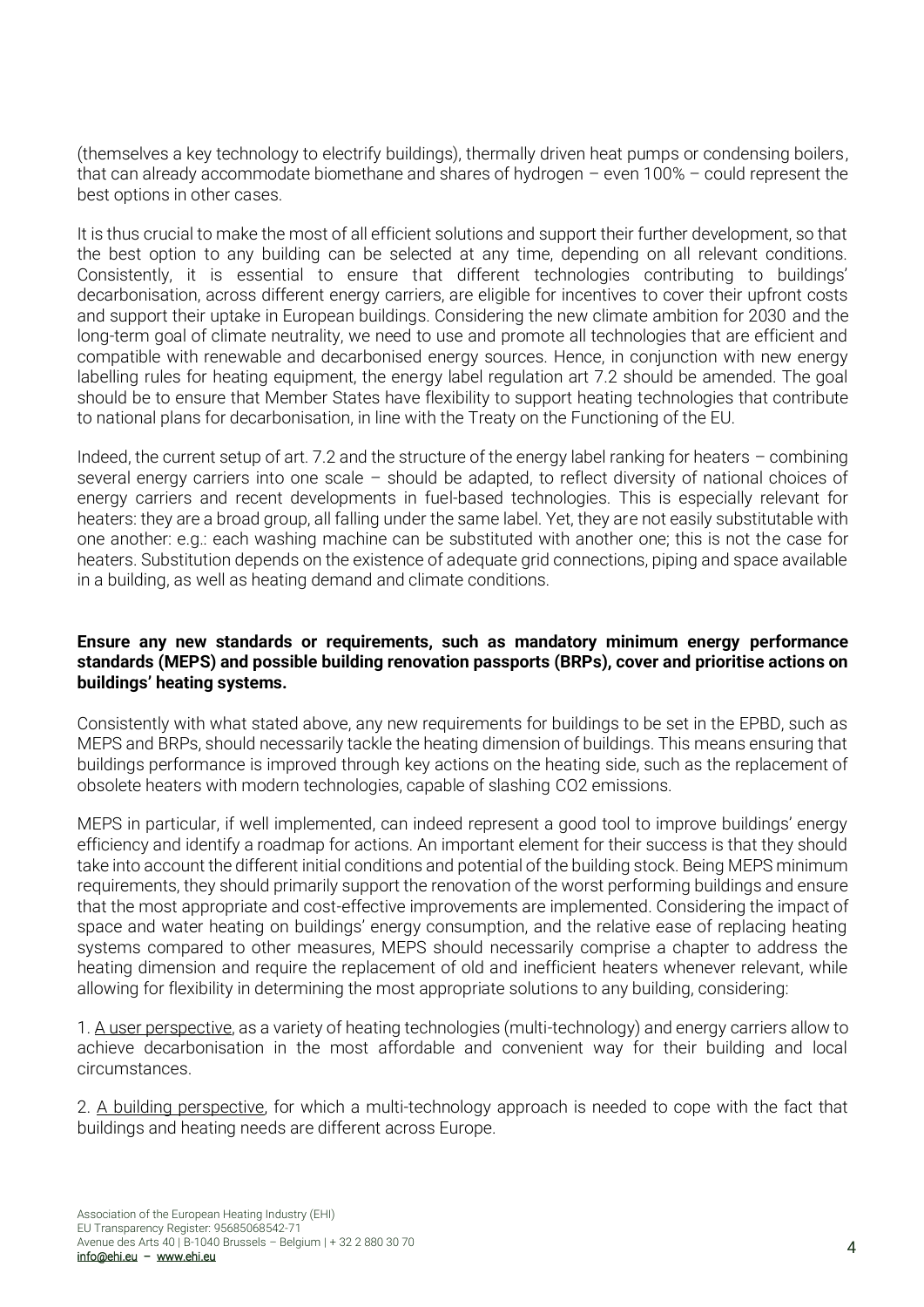(themselves a key technology to electrify buildings), thermally driven heat pumps or condensing boilers, that can already accommodate biomethane and shares of hydrogen – even 100% – could represent the best options in other cases.

It is thus crucial to make the most of all efficient solutions and support their further development, so that the best option to any building can be selected at any time, depending on all relevant conditions. Consistently, it is essential to ensure that different technologies contributing to buildings' decarbonisation, across different energy carriers, are eligible for incentives to cover their upfront costs and support their uptake in European buildings. Considering the new climate ambition for 2030 and the long-term goal of climate neutrality, we need to use and promote all technologies that are efficient and compatible with renewable and decarbonised energy sources. Hence, in conjunction with new energy labelling rules for heating equipment, the energy label regulation art 7.2 should be amended. The goal should be to ensure that Member States have flexibility to support heating technologies that contribute to national plans for decarbonisation, in line with the Treaty on the Functioning of the EU.

Indeed, the current setup of art. 7.2 and the structure of the energy label ranking for heaters – combining several energy carriers into one scale – should be adapted, to reflect diversity of national choices of energy carriers and recent developments in fuel-based technologies. This is especially relevant for heaters: they are a broad group, all falling under the same label. Yet, they are not easily substitutable with one another: e.g.: each washing machine can be substituted with another one; this is not the case for heaters. Substitution depends on the existence of adequate grid connections, piping and space available in a building, as well as heating demand and climate conditions.

**Ensure any new standards or requirements, such as mandatory minimum energy performance standards (MEPS) and possible building renovation passports (BRPs), cover and prioritise actions on buildings' heating systems.**

Consistently with what stated above, any new requirements for buildings to be set in the EPBD, such as MEPS and BRPs, should necessarily tackle the heating dimension of buildings. This means ensuring that buildings performance is improved through key actions on the heating side, such as the replacement of obsolete heaters with modern technologies, capable of slashing $CO_2$ emissions.

MEPS in particular, if well implemented, can indeed represent a good tool to improve buildings' energy efficiency and identify a roadmap for actions. An important element for their success is that they should take into account the different initial conditions and potential of the building stock. Being MEPS minimum requirements, they should primarily support the renovation of the worst performing buildings and ensure that the most appropriate and cost-effective improvements are implemented. Considering the impact of space and water heating on buildings' energy consumption, and the relative ease of replacing heating systems compared to other measures, MEPS should necessarily comprise a chapter to address the heating dimension and require the replacement of old and inefficient heaters whenever relevant, while allowing for flexibility in determining the most appropriate solutions to any building, considering:

1. A user perspective, as a variety of heating technologies (multi-technology) and energy carriers allow to achieve decarbonisation in the most affordable and convenient way for their building and local circumstances.

2. A building perspective, for which a multi-technology approach is needed to cope with the fact that buildings and heating needs are different across Europe.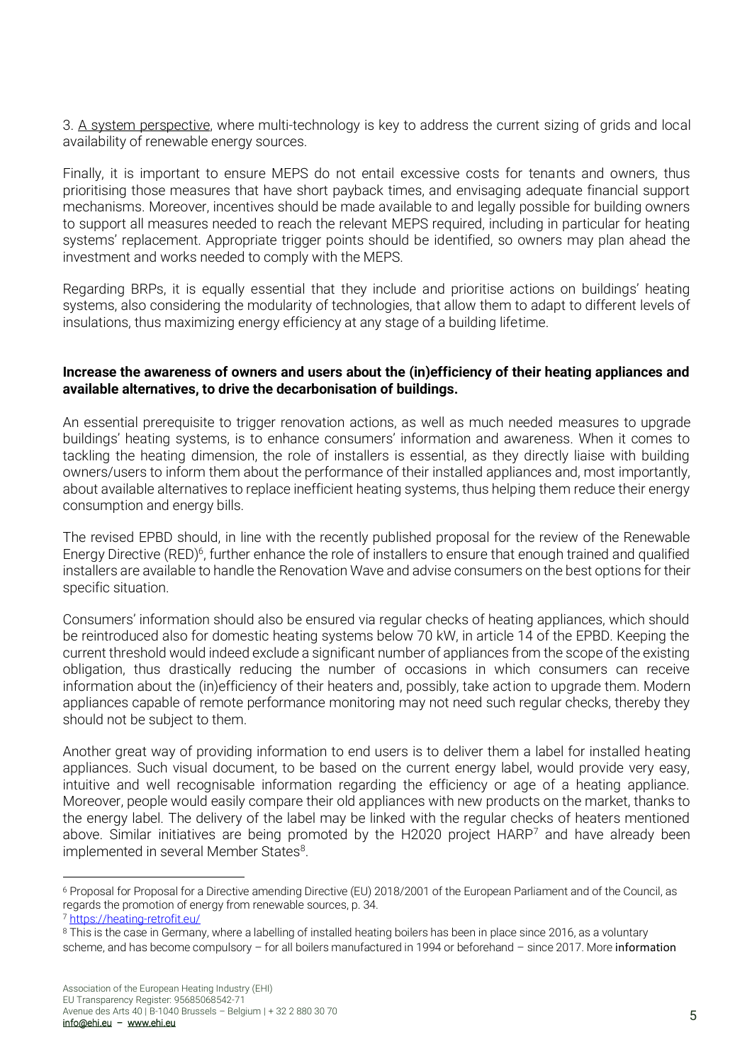3. A system perspective, where multi-technology is key to address the current sizing of grids and local availability of renewable energy sources.

Finally, it is important to ensure MEPS do not entail excessive costs for tenants and owners, thus prioritising those measures that have short payback times, and envisaging adequate financial support mechanisms. Moreover, incentives should be made available to and legally possible for building owners to support all measures needed to reach the relevant MEPS required, including in particular for heating systems' replacement. Appropriate trigger points should be identified, so owners may plan ahead the investment and works needed to comply with the MEPS.

Regarding BRPs, it is equally essential that they include and prioritise actions on buildings' heating systems, also considering the modularity of technologies, that allow them to adapt to different levels of insulations, thus maximizing energy efficiency at any stage of a building lifetime.

**Increase the awareness of owners and users about the (in)efficiency of their heating appliances and available alternatives, to drive the decarbonisation of buildings.**

An essential prerequisite to trigger renovation actions, as well as much needed measures to upgrade buildings' heating systems, is to enhance consumers' information and awareness. When it comes to tackling the heating dimension, the role of installers is essential, as they directly liaise with building owners/users to inform them about the performance of their installed appliances and, most importantly, about available alternatives to replace inefficient heating systems, thus helping them reduce their energy consumption and energy bills.

The revised EPBD should, in line with the recently published proposal for the review of the Renewable Energy Directive (RED)[6], further enhance the role of installers to ensure that enough trained and qualified installers are available to handle the Renovation Wave and advise consumers on the best options for their specific situation.

Consumers' information should also be ensured via regular checks of heating appliances, which should be reintroduced also for domestic heating systems below 70 kW, in article 14 of the EPBD. Keeping the current threshold would indeed exclude a significant number of appliances from the scope of the existing obligation, thus drastically reducing the number of occasions in which consumers can receive information about the (in)efficiency of their heaters and, possibly, take action to upgrade them. Modern appliances capable of remote performance monitoring may not need such regular checks, thereby they should not be subject to them.

Another great way of providing information to end users is to deliver them a label for installed heating appliances. Such visual document, to be based on the current energy label, would provide very easy, intuitive and well recognisable information regarding the efficiency or age of a heating appliance. Moreover, people would easily compare their old appliances with new products on the market, thanks to the energy label. The delivery of the label may be linked with the regular checks of heaters mentioned above. Similar initiatives are being promoted by the H2020 project HARP[7] and have already been implemented in several Member States[8].

[6] Proposal for Proposal for a Directive amending Directive (EU) 2018/2001 of the European Parliament and of the Council, as regards the promotion of energy from renewable sources, p. 34.

[7] https://heating-retrofit.eu/

[8] This is the case in Germany, where a labelling of installed heating boilers has been in place since 2016, as a voluntary scheme, and has become compulsory – for all boilers manufactured in 1994 or beforehand – since 2017. More information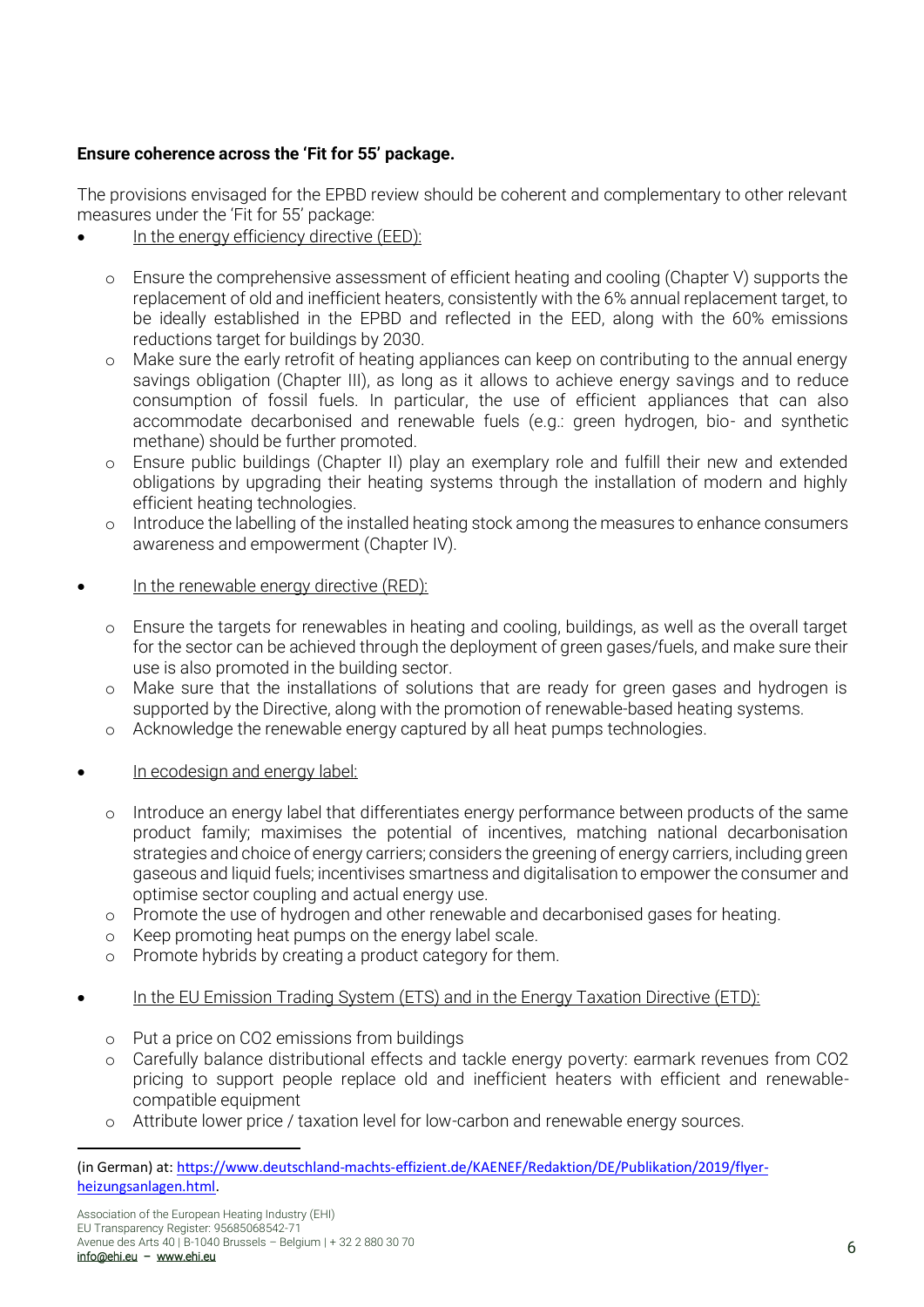**Ensure coherence across the 'Fit for 55' package.**

The provisions envisaged for the EPBD review should be coherent and complementary to other relevant measures under the 'Fit for 55' package:

- In the energy efficiency directive (EED):
  - Ensure the comprehensive assessment of efficient heating and cooling (Chapter V) supports the replacement of old and inefficient heaters, consistently with the 6% annual replacement target, to be ideally established in the EPBD and reflected in the EED, along with the 60% emissions reductions target for buildings by 2030.
  - Make sure the early retrofit of heating appliances can keep on contributing to the annual energy savings obligation (Chapter III), as long as it allows to achieve energy savings and to reduce consumption of fossil fuels. In particular, the use of efficient appliances that can also accommodate decarbonised and renewable fuels (e.g.: green hydrogen, bio- and synthetic methane) should be further promoted.
  - Ensure public buildings (Chapter II) play an exemplary role and fulfill their new and extended obligations by upgrading their heating systems through the installation of modern and highly efficient heating technologies.
  - Introduce the labelling of the installed heating stock among the measures to enhance consumers awareness and empowerment (Chapter IV).

- In the renewable energy directive (RED):
  - Ensure the targets for renewables in heating and cooling, buildings, as well as the overall target for the sector can be achieved through the deployment of green gases/fuels, and make sure their use is also promoted in the building sector.
  - Make sure that the installations of solutions that are ready for green gases and hydrogen is supported by the Directive, along with the promotion of renewable-based heating systems.
  - Acknowledge the renewable energy captured by all heat pumps technologies.

- In ecodesign and energy label:
  - Introduce an energy label that differentiates energy performance between products of the same product family; maximises the potential of incentives, matching national decarbonisation strategies and choice of energy carriers; considers the greening of energy carriers, including green gaseous and liquid fuels; incentivises smartness and digitalisation to empower the consumer and optimise sector coupling and actual energy use.
  - Promote the use of hydrogen and other renewable and decarbonised gases for heating.
  - Keep promoting heat pumps on the energy label scale.
  - Promote hybrids by creating a product category for them.

- In the EU Emission Trading System (ETS) and in the Energy Taxation Directive (ETD):
  - Put a price on $CO_2$ emissions from buildings
  - Carefully balance distributional effects and tackle energy poverty: earmark revenues from $CO_2$ pricing to support people replace old and inefficient heaters with efficient and renewable-compatible equipment
  - Attribute lower price / taxation level for low-carbon and renewable energy sources.

---

(in German) at: https://www.deutschland-machts-effizient.de/KAENEF/Redaktion/DE/Publikation/2019/flyer-heizungsanlagen.html.

Association of the European Heating Industry (EHI)
EU Transparency Register: 95685068542-71
Avenue des Arts 40 | B-1040 Brussels – Belgium | + 32 2 880 30 70
info@ehi.eu – www.ehi.eu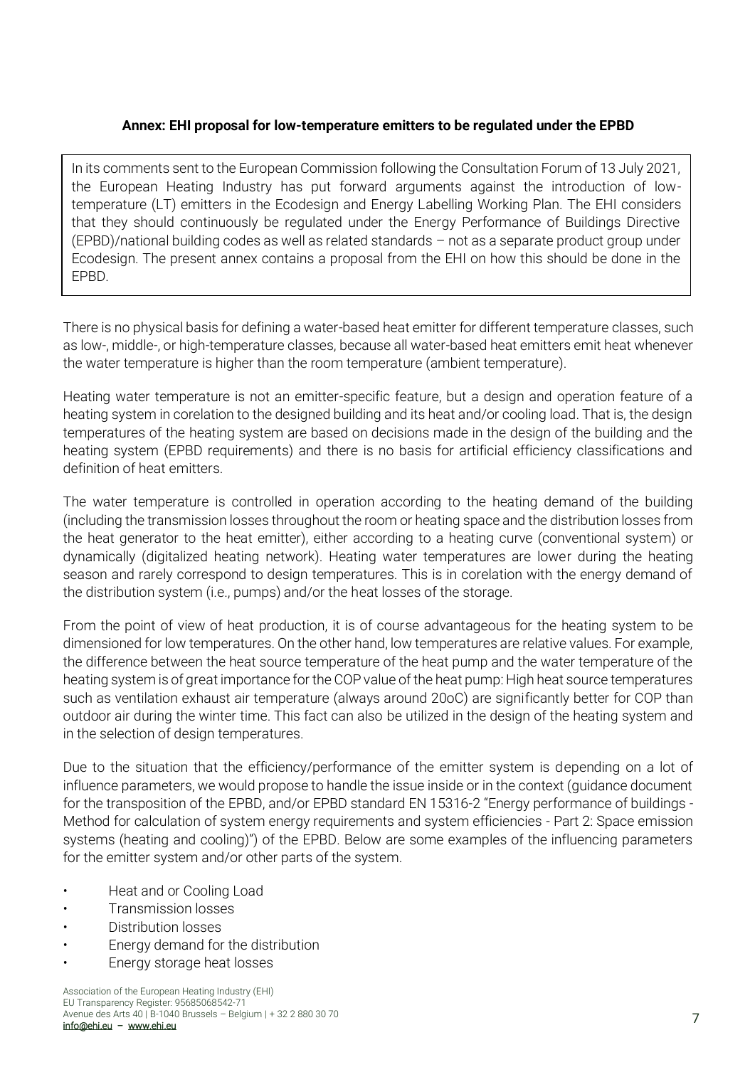**Annex: EHI proposal for low-temperature emitters to be regulated under the EPBD**

In its comments sent to the European Commission following the Consultation Forum of 13 July 2021, the European Heating Industry has put forward arguments against the introduction of low-temperature (LT) emitters in the Ecodesign and Energy Labelling Working Plan. The EHI considers that they should continuously be regulated under the Energy Performance of Buildings Directive (EPBD)/national building codes as well as related standards – not as a separate product group under Ecodesign. The present annex contains a proposal from the EHI on how this should be done in the EPBD.

There is no physical basis for defining a water-based heat emitter for different temperature classes, such as low-, middle-, or high-temperature classes, because all water-based heat emitters emit heat whenever the water temperature is higher than the room temperature (ambient temperature).

Heating water temperature is not an emitter-specific feature, but a design and operation feature of a heating system in corelation to the designed building and its heat and/or cooling load. That is, the design temperatures of the heating system are based on decisions made in the design of the building and the heating system (EPBD requirements) and there is no basis for artificial efficiency classifications and definition of heat emitters.

The water temperature is controlled in operation according to the heating demand of the building (including the transmission losses throughout the room or heating space and the distribution losses from the heat generator to the heat emitter), either according to a heating curve (conventional system) or dynamically (digitalized heating network). Heating water temperatures are lower during the heating season and rarely correspond to design temperatures. This is in corelation with the energy demand of the distribution system (i.e., pumps) and/or the heat losses of the storage.

From the point of view of heat production, it is of course advantageous for the heating system to be dimensioned for low temperatures. On the other hand, low temperatures are relative values. For example, the difference between the heat source temperature of the heat pump and the water temperature of the heating system is of great importance for the COP value of the heat pump: High heat source temperatures such as ventilation exhaust air temperature (always around 20oC) are significantly better for COP than outdoor air during the winter time. This fact can also be utilized in the design of the heating system and in the selection of design temperatures.

Due to the situation that the efficiency/performance of the emitter system is depending on a lot of influence parameters, we would propose to handle the issue inside or in the context (guidance document for the transposition of the EPBD, and/or EPBD standard EN 15316-2 "Energy performance of buildings - Method for calculation of system energy requirements and system efficiencies - Part 2: Space emission systems (heating and cooling)") of the EPBD. Below are some examples of the influencing parameters for the emitter system and/or other parts of the system.

- Heat and or Cooling Load
- Transmission losses
- Distribution losses
- Energy demand for the distribution
- Energy storage heat losses

Association of the European Heating Industry (EHI)
EU Transparency Register: 95685068542-71
Avenue des Arts 40 | B-1040 Brussels – Belgium | + 32 2 880 30 70
info@ehi.eu – www.ehi.eu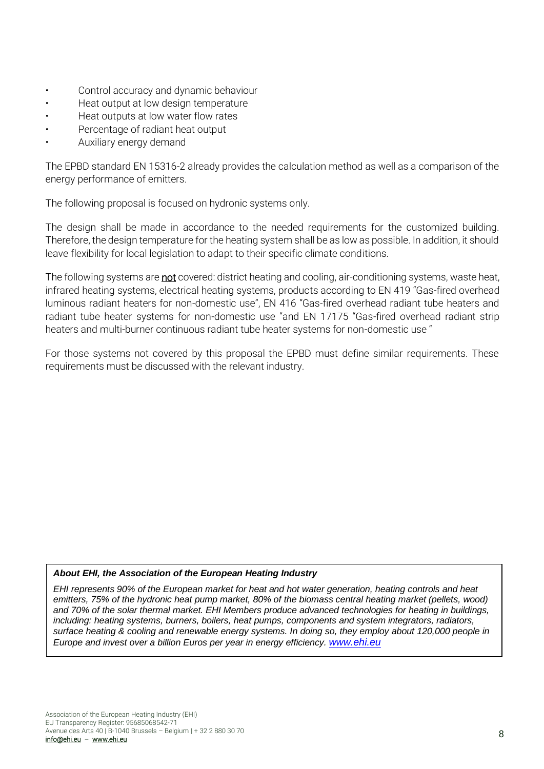- Control accuracy and dynamic behaviour
- Heat output at low design temperature
- Heat outputs at low water flow rates
- Percentage of radiant heat output
- Auxiliary energy demand

The EPBD standard EN 15316-2 already provides the calculation method as well as a comparison of the energy performance of emitters.

The following proposal is focused on hydronic systems only.

The design shall be made in accordance to the needed requirements for the customized building. Therefore, the design temperature for the heating system shall be as low as possible. In addition, it should leave flexibility for local legislation to adapt to their specific climate conditions.

The following systems are **not** covered: district heating and cooling, air-conditioning systems, waste heat, infrared heating systems, electrical heating systems, products according to EN 419 "Gas-fired overhead luminous radiant heaters for non-domestic use", EN 416 "Gas-fired overhead radiant tube heaters and radiant tube heater systems for non-domestic use "and EN 17175 "Gas-fired overhead radiant strip heaters and multi-burner continuous radiant tube heater systems for non-domestic use "

For those systems not covered by this proposal the EPBD must define similar requirements. These requirements must be discussed with the relevant industry.

***About EHI, the Association of the European Heating Industry***

*EHI represents 90% of the European market for heat and hot water generation, heating controls and heat emitters, 75% of the hydronic heat pump market, 80% of the biomass central heating market (pellets, wood) and 70% of the solar thermal market. EHI Members produce advanced technologies for heating in buildings, including: heating systems, burners, boilers, heat pumps, components and system integrators, radiators, surface heating & cooling and renewable energy systems. In doing so, they employ about 120,000 people in Europe and invest over a billion Euros per year in energy efficiency. www.ehi.eu*

Association of the European Heating Industry (EHI)
EU Transparency Register: 95685068542-71
Avenue des Arts 40 | B-1040 Brussels – Belgium | + 32 2 880 30 70
info@ehi.eu – www.ehi.eu